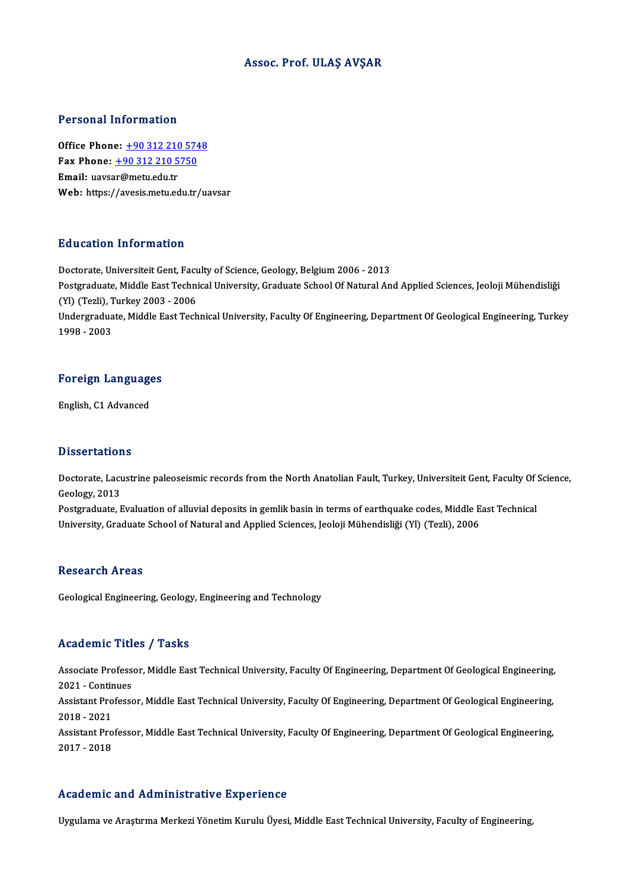# Assoc. Prof. ULAŞ AVŞAR

## Personal Information

**Office Phone:** +90 312 210 5748
**Fax Phone:** +90 312 210 5750
**Email:** uavsar@metu.edu.tr
**Web:** https://avesis.metu.edu.tr/uavsar

## Education Information

Doctorate, Universiteit Gent, Faculty of Science, Geology, Belgium 2006 - 2013
Postgraduate, Middle East Technical University, Graduate School Of Natural And Applied Sciences, Jeoloji Mühendisliği (Yl) (Tezli), Turkey 2003 - 2006
Undergraduate, Middle East Technical University, Faculty Of Engineering, Department Of Geological Engineering, Turkey 1998 - 2003

## Foreign Languages

English, C1 Advanced

## Dissertations

Doctorate, Lacustrine paleoseismic records from the North Anatolian Fault, Turkey, Universiteit Gent, Faculty Of Science, Geology, 2013
Postgraduate, Evaluation of alluvial deposits in gemlik basin in terms of earthquake codes, Middle East Technical University, Graduate School of Natural and Applied Sciences, Jeoloji Mühendisliği (Yl) (Tezli), 2006

## Research Areas

Geological Engineering, Geology, Engineering and Technology

## Academic Titles / Tasks

Associate Professor, Middle East Technical University, Faculty Of Engineering, Department Of Geological Engineering, 2021 - Continues
Assistant Professor, Middle East Technical University, Faculty Of Engineering, Department Of Geological Engineering, 2018 - 2021
Assistant Professor, Middle East Technical University, Faculty Of Engineering, Department Of Geological Engineering, 2017 - 2018

## Academic and Administrative Experience

Uygulama ve Araştırma Merkezi Yönetim Kurulu Üyesi, Middle East Technical University, Faculty of Engineering,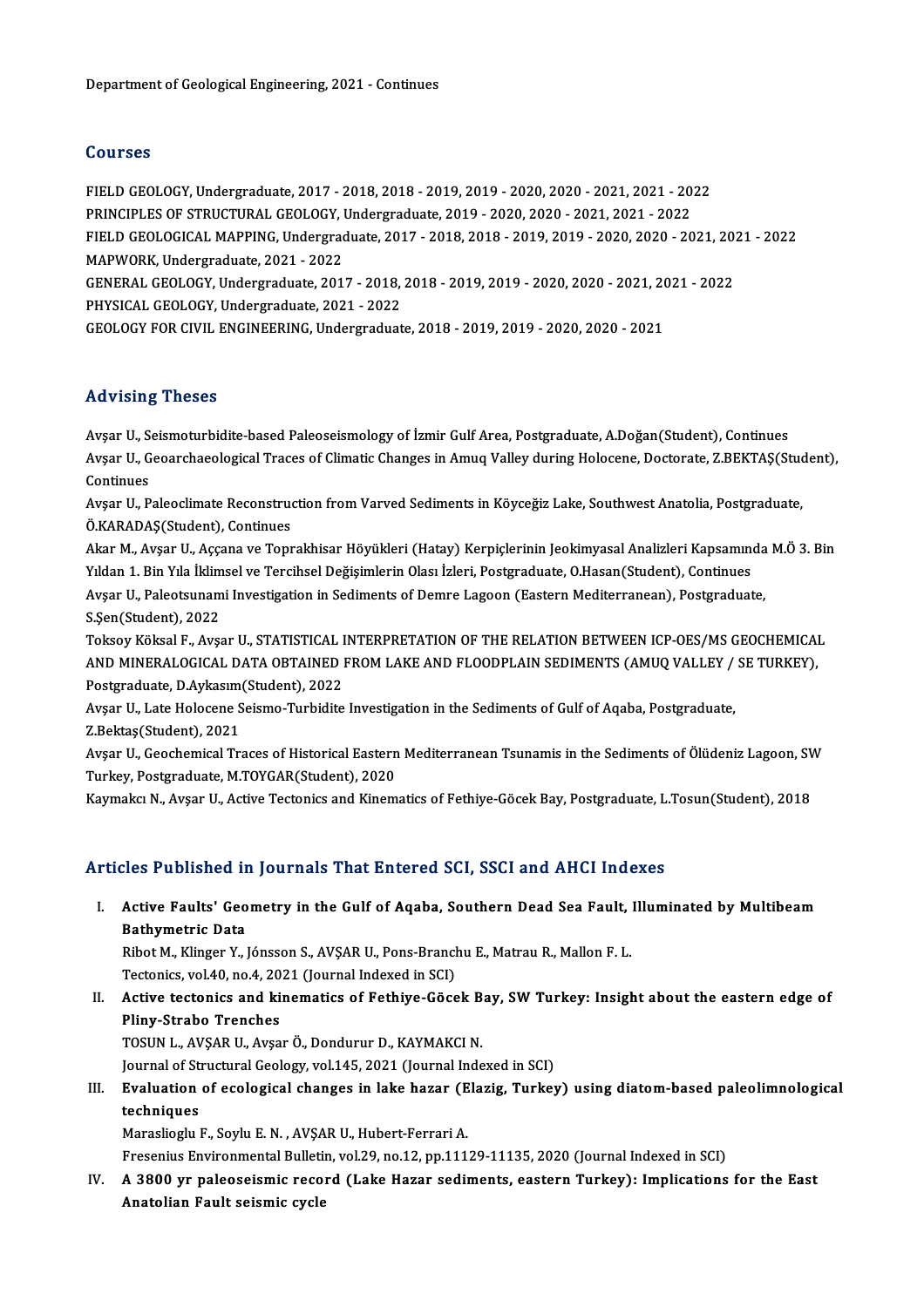Department of Geological Engineering, 2021 - Continues

## Courses

FIELD GEOLOGY, Undergraduate, 2017 - 2018, 2018 - 2019, 2019 - 2020, 2020 - 2021, 2021 - 2022
PRINCIPLES OF STRUCTURAL GEOLOGY, Undergraduate, 2019 - 2020, 2020 - 2021, 2021 - 2022
FIELD GEOLOGICAL MAPPING, Undergraduate, 2017 - 2018, 2018 - 2019, 2019 - 2020, 2020 - 2021, 2021 - 2022
MAPWORK, Undergraduate, 2021 - 2022
GENERAL GEOLOGY, Undergraduate, 2017 - 2018, 2018 - 2019, 2019 - 2020, 2020 - 2021, 2021 - 2022
PHYSICAL GEOLOGY, Undergraduate, 2021 - 2022
GEOLOGY FOR CIVIL ENGINEERING, Undergraduate, 2018 - 2019, 2019 - 2020, 2020 - 2021

## Advising Theses

Avşar U., Seismoturbidite-based Paleoseismology of İzmir Gulf Area, Postgraduate, A.Doğan(Student), Continues
Avşar U., Geoarchaeological Traces of Climatic Changes in Amuq Valley during Holocene, Doctorate, Z.BEKTAŞ(Student), Continues
Avşar U., Paleoclimate Reconstruction from Varved Sediments in Köyceğiz Lake, Southwest Anatolia, Postgraduate, Ö.KARADAŞ(Student), Continues
Akar M., Avşar U., Aççana ve Toprakhisar Höyükleri (Hatay) Kerpiçlerinin Jeokimyasal Analizleri Kapsamında M.Ö 3. Bin Yıldan 1. Bin Yıla İklimsel ve Tercihsel Değişimlerin Olası İzleri, Postgraduate, O.Hasan(Student), Continues
Avşar U., Paleotsunami Investigation in Sediments of Demre Lagoon (Eastern Mediterranean), Postgraduate, S.Şen(Student), 2022
Toksoy Köksal F., Avşar U., STATISTICAL INTERPRETATION OF THE RELATION BETWEEN ICP-OES/MS GEOCHEMICAL AND MINERALOGICAL DATA OBTAINED FROM LAKE AND FLOODPLAIN SEDIMENTS (AMUQ VALLEY / SE TURKEY), Postgraduate, D.Aykasım(Student), 2022
Avşar U., Late Holocene Seismo-Turbidite Investigation in the Sediments of Gulf of Aqaba, Postgraduate, Z.Bektaş(Student), 2021
Avşar U., Geochemical Traces of Historical Eastern Mediterranean Tsunamis in the Sediments of Ölüdeniz Lagoon, SW Turkey, Postgraduate, M.TOYGAR(Student), 2020
Kaymakcı N., Avşar U., Active Tectonics and Kinematics of Fethiye-Göcek Bay, Postgraduate, L.Tosun(Student), 2018

## Articles Published in Journals That Entered SCI, SSCI and AHCI Indexes

I. **Active Faults' Geometry in the Gulf of Aqaba, Southern Dead Sea Fault, Illuminated by Multibeam Bathymetric Data**
Ribot M., Klinger Y., Jónsson S., AVŞAR U., Pons-Branchu E., Matrau R., Mallon F. L.
Tectonics, vol.40, no.4, 2021 (Journal Indexed in SCI)

II. **Active tectonics and kinematics of Fethiye-Göcek Bay, SW Turkey: Insight about the eastern edge of Pliny-Strabo Trenches**
TOSUN L., AVŞAR U., Avşar Ö., Dondurur D., KAYMAKCI N.
Journal of Structural Geology, vol.145, 2021 (Journal Indexed in SCI)

III. **Evaluation of ecological changes in lake hazar (Elazig, Turkey) using diatom-based paleolimnological techniques**
Maraslioglu F., Soylu E. N. , AVŞAR U., Hubert-Ferrari A.
Fresenius Environmental Bulletin, vol.29, no.12, pp.11129-11135, 2020 (Journal Indexed in SCI)

IV. **A 3800 yr paleoseismic record (Lake Hazar sediments, eastern Turkey): Implications for the East Anatolian Fault seismic cycle**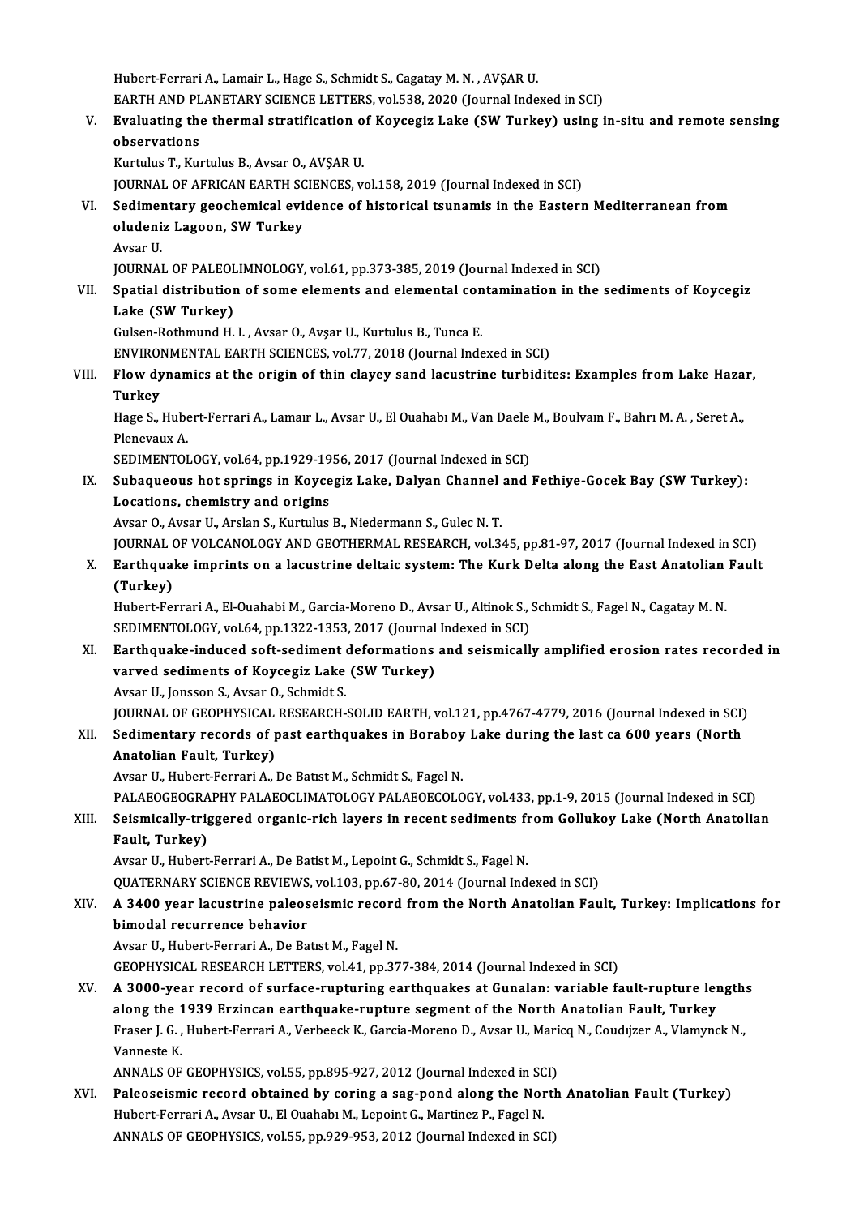Hubert-Ferrari A., Lamair L., Hage S., Schmidt S., Cagatay M. N. , AVŞAR U.
EARTH AND PLANETARY SCIENCE LETTERS, vol.538, 2020 (Journal Indexed in SCI)

V. **Evaluating the thermal stratification of Koycegiz Lake (SW Turkey) using in-situ and remote sensing observations**
Kurtulus T., Kurtulus B., Avsar O., AVŞAR U.
JOURNAL OF AFRICAN EARTH SCIENCES, vol.158, 2019 (Journal Indexed in SCI)

VI. **Sedimentary geochemical evidence of historical tsunamis in the Eastern Mediterranean from oludeniz Lagoon, SW Turkey**
Avsar U.
JOURNAL OF PALEOLIMNOLOGY, vol.61, pp.373-385, 2019 (Journal Indexed in SCI)

VII. **Spatial distribution of some elements and elemental contamination in the sediments of Koycegiz Lake (SW Turkey)**
Gulsen-Rothmund H. I. , Avsar O., Avşar U., Kurtulus B., Tunca E.
ENVIRONMENTAL EARTH SCIENCES, vol.77, 2018 (Journal Indexed in SCI)

VIII. **Flow dynamics at the origin of thin clayey sand lacustrine turbidites: Examples from Lake Hazar, Turkey**
Hage S., Hubert-Ferrari A., Lamaır L., Avsar U., El Ouahabı M., Van Daele M., Boulvaın F., Bahrı M. A. , Seret A., Plenevaux A.
SEDIMENTOLOGY, vol.64, pp.1929-1956, 2017 (Journal Indexed in SCI)

IX. **Subaqueous hot springs in Koycegiz Lake, Dalyan Channel and Fethiye-Gocek Bay (SW Turkey): Locations, chemistry and origins**
Avsar O., Avsar U., Arslan S., Kurtulus B., Niedermann S., Gulec N. T.
JOURNAL OF VOLCANOLOGY AND GEOTHERMAL RESEARCH, vol.345, pp.81-97, 2017 (Journal Indexed in SCI)

X. **Earthquake imprints on a lacustrine deltaic system: The Kurk Delta along the East Anatolian Fault (Turkey)**
Hubert-Ferrari A., El-Ouahabi M., Garcia-Moreno D., Avsar U., Altinok S., Schmidt S., Fagel N., Cagatay M. N.
SEDIMENTOLOGY, vol.64, pp.1322-1353, 2017 (Journal Indexed in SCI)

XI. **Earthquake-induced soft-sediment deformations and seismically amplified erosion rates recorded in varved sediments of Koycegiz Lake (SW Turkey)**
Avsar U., Jonsson S., Avsar O., Schmidt S.
JOURNAL OF GEOPHYSICAL RESEARCH-SOLID EARTH, vol.121, pp.4767-4779, 2016 (Journal Indexed in SCI)

XII. **Sedimentary records of past earthquakes in Boraboy Lake during the last ca 600 years (North Anatolian Fault, Turkey)**
Avsar U., Hubert-Ferrari A., De Batıst M., Schmidt S., Fagel N.
PALAEOGEOGRAPHY PALAEOCLIMATOLOGY PALAEOECOLOGY, vol.433, pp.1-9, 2015 (Journal Indexed in SCI)

XIII. **Seismically-triggered organic-rich layers in recent sediments from Gollukoy Lake (North Anatolian Fault, Turkey)**
Avsar U., Hubert-Ferrari A., De Batist M., Lepoint G., Schmidt S., Fagel N.
QUATERNARY SCIENCE REVIEWS, vol.103, pp.67-80, 2014 (Journal Indexed in SCI)

XIV. **A 3400 year lacustrine paleoseismic record from the North Anatolian Fault, Turkey: Implications for bimodal recurrence behavior**
Avsar U., Hubert-Ferrari A., De Batıst M., Fagel N.
GEOPHYSICAL RESEARCH LETTERS, vol.41, pp.377-384, 2014 (Journal Indexed in SCI)

XV. **A 3000-year record of surface-rupturing earthquakes at Gunalan: variable fault-rupture lengths along the 1939 Erzincan earthquake-rupture segment of the North Anatolian Fault, Turkey**
Fraser J. G. , Hubert-Ferrari A., Verbeeck K., Garcia-Moreno D., Avsar U., Maricq N., Coudıjzer A., Vlamynck N., Vanneste K.
ANNALS OF GEOPHYSICS, vol.55, pp.895-927, 2012 (Journal Indexed in SCI)

XVI. **Paleoseismic record obtained by coring a sag-pond along the North Anatolian Fault (Turkey)**
Hubert-Ferrari A., Avsar U., El Ouahabı M., Lepoint G., Martinez P., Fagel N.
ANNALS OF GEOPHYSICS, vol.55, pp.929-953, 2012 (Journal Indexed in SCI)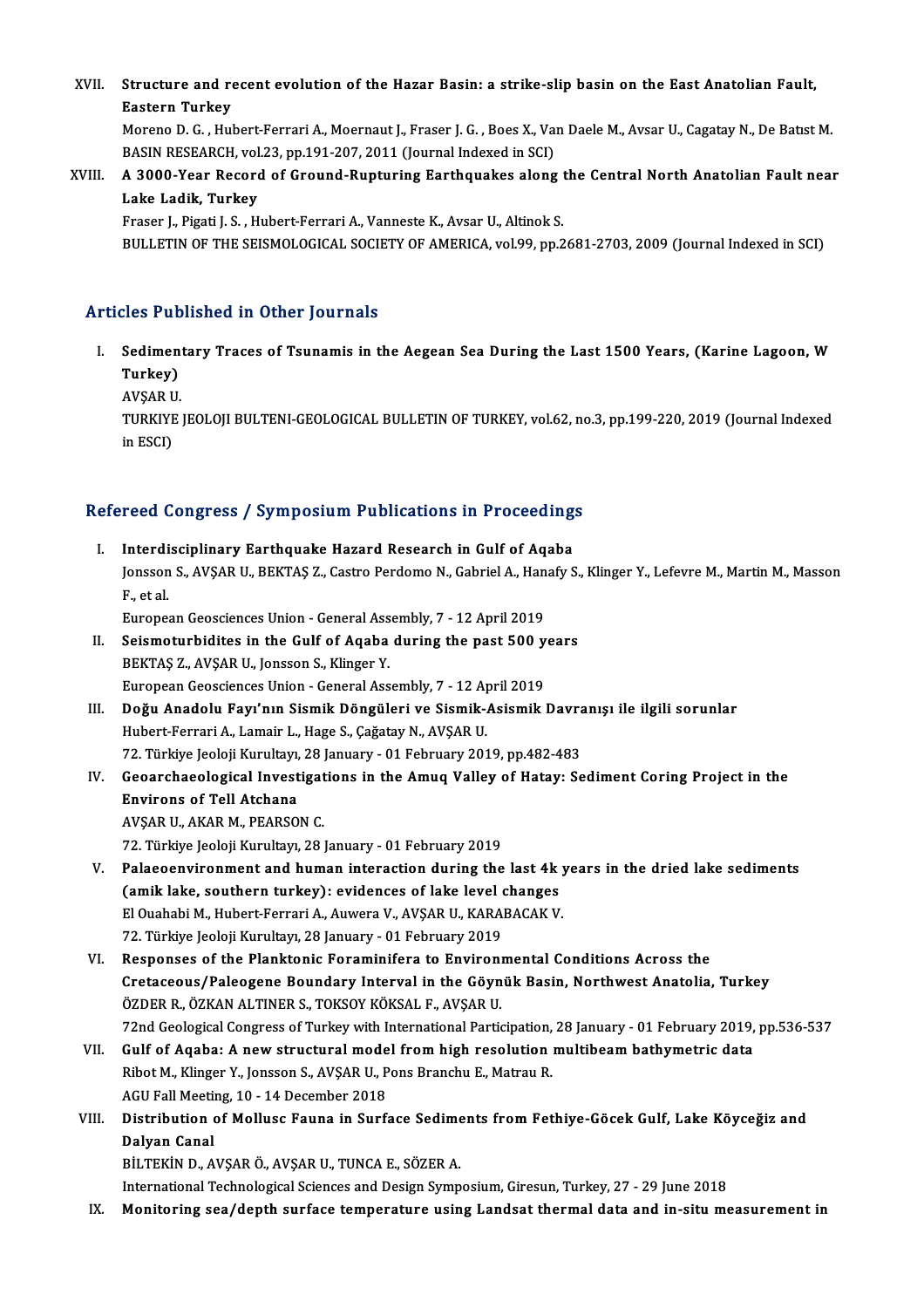XVII. **Structure and recent evolution of the Hazar Basin: a strike-slip basin on the East Anatolian Fault, Eastern Turkey**
Moreno D. G. , Hubert-Ferrari A., Moernaut J., Fraser J. G. , Boes X., Van Daele M., Avsar U., Cagatay N., De Batıst M.
BASIN RESEARCH, vol.23, pp.191-207, 2011 (Journal Indexed in SCI)

XVIII. **A 3000-Year Record of Ground-Rupturing Earthquakes along the Central North Anatolian Fault near Lake Ladik, Turkey**
Fraser J., Pigati J. S. , Hubert-Ferrari A., Vanneste K., Avsar U., Altinok S.
BULLETIN OF THE SEISMOLOGICAL SOCIETY OF AMERICA, vol.99, pp.2681-2703, 2009 (Journal Indexed in SCI)

## Articles Published in Other Journals

I. **Sedimentary Traces of Tsunamis in the Aegean Sea During the Last 1500 Years, (Karine Lagoon, W Turkey)**
AVŞAR U.
TURKIYE JEOLOJI BULTENI-GEOLOGICAL BULLETIN OF TURKEY, vol.62, no.3, pp.199-220, 2019 (Journal Indexed in ESCI)

## Refereed Congress / Symposium Publications in Proceedings

I. **Interdisciplinary Earthquake Hazard Research in Gulf of Aqaba**
Jonsson S., AVŞAR U., BEKTAŞ Z., Castro Perdomo N., Gabriel A., Hanafy S., Klinger Y., Lefevre M., Martin M., Masson F., et al.
European Geosciences Union - General Assembly, 7 - 12 April 2019

II. **Seismoturbidites in the Gulf of Aqaba during the past 500 years**
BEKTAŞ Z., AVŞAR U., Jonsson S., Klinger Y.
European Geosciences Union - General Assembly, 7 - 12 April 2019

III. **Doğu Anadolu Fayı'nın Sismik Döngüleri ve Sismik-Asismik Davranışı ile ilgili sorunlar**
Hubert-Ferrari A., Lamair L., Hage S., Çağatay N., AVŞAR U.
72. Türkiye Jeoloji Kurultayı, 28 January - 01 February 2019, pp.482-483

IV. **Geoarchaeological Investigations in the Amuq Valley of Hatay: Sediment Coring Project in the Environs of Tell Atchana**
AVŞAR U., AKAR M., PEARSON C.
72. Türkiye Jeoloji Kurultayı, 28 January - 01 February 2019

V. **Palaeoenvironment and human interaction during the last 4k years in the dried lake sediments (amik lake, southern turkey): evidences of lake level changes**
El Ouahabi M., Hubert-Ferrari A., Auwera V., AVŞAR U., KARABACAK V.
72. Türkiye Jeoloji Kurultayı, 28 January - 01 February 2019

VI. **Responses of the Planktonic Foraminifera to Environmental Conditions Across the Cretaceous/Paleogene Boundary Interval in the Göynük Basin, Northwest Anatolia, Turkey**
ÖZDER R., ÖZKAN ALTINER S., TOKSOY KÖKSAL F., AVŞAR U.
72nd Geological Congress of Turkey with International Participation, 28 January - 01 February 2019, pp.536-537

VII. **Gulf of Aqaba: A new structural model from high resolution multibeam bathymetric data**
Ribot M., Klinger Y., Jonsson S., AVŞAR U., Pons Branchu E., Matrau R.
AGU Fall Meeting, 10 - 14 December 2018

VIII. **Distribution of Mollusc Fauna in Surface Sediments from Fethiye-Göcek Gulf, Lake Köyceğiz and Dalyan Canal**
BİLTEKİN D., AVŞAR Ö., AVŞAR U., TUNCA E., SÖZER A.
International Technological Sciences and Design Symposium, Giresun, Turkey, 27 - 29 June 2018

IX. **Monitoring sea/depth surface temperature using Landsat thermal data and in-situ measurement in**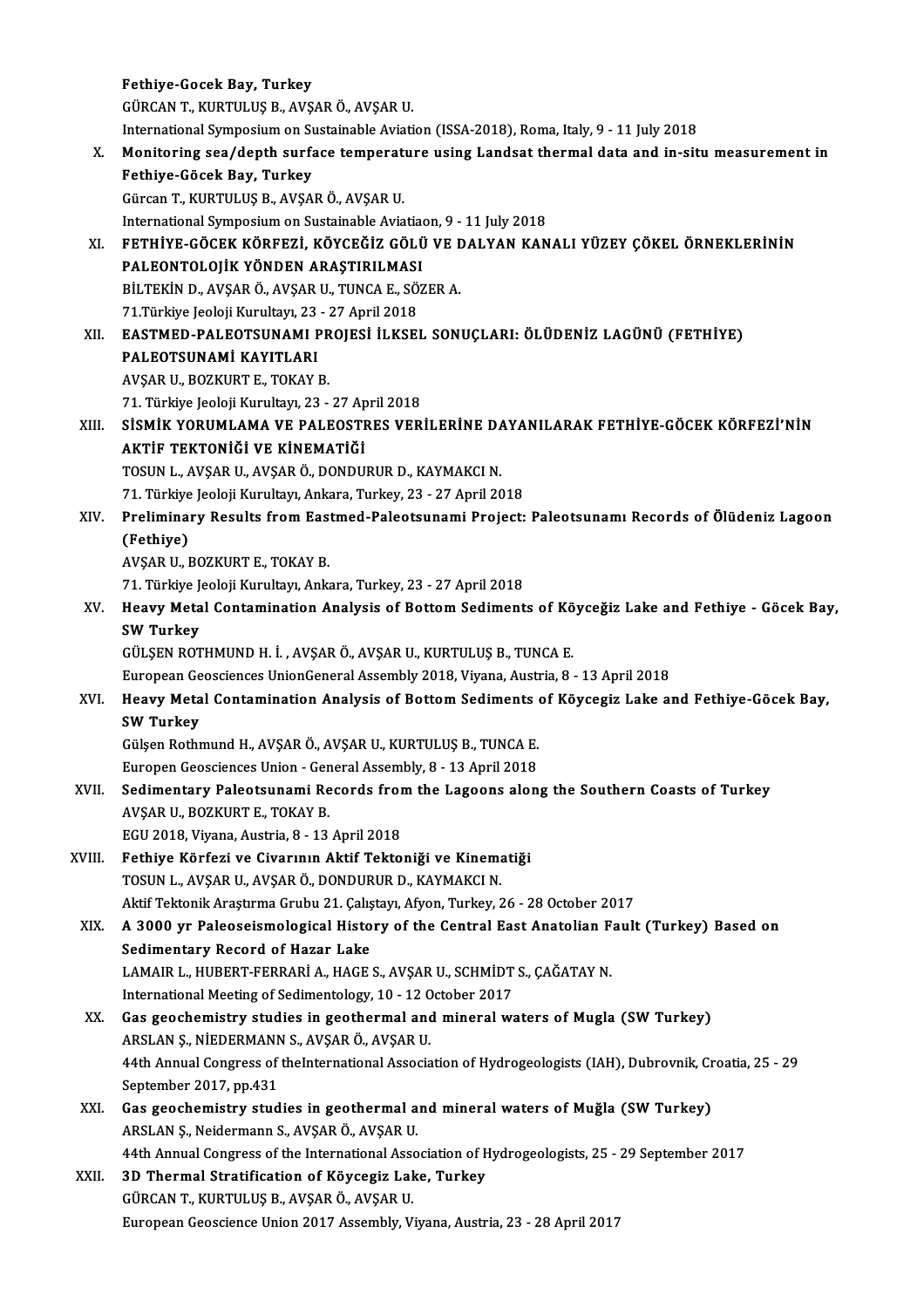Fethiye-Gocek Bay, Turkey
GÜRCAN T., KURTULUŞ B., AVŞAR Ö., AVŞAR U.
International Symposium on Sustainable Aviation (ISSA-2018), Roma, Italy, 9 - 11 July 2018

X. **Monitoring sea/depth surface temperature using Landsat thermal data and in-situ measurement in Fethiye-Göcek Bay, Turkey**
Gürcan T., KURTULUŞ B., AVŞAR Ö., AVŞAR U.
International Symposium on Sustainable Aviatiaon, 9 - 11 July 2018

XI. **FETHİYE-GÖCEK KÖRFEZİ, KÖYCEĞİZ GÖLÜ VE DALYAN KANALI YÜZEY ÇÖKEL ÖRNEKLERİNİN PALEONTOLOJİK YÖNDEN ARAŞTIRILMASI**
BİLTEKİN D., AVŞAR Ö., AVŞAR U., TUNCA E., SÖZER A.
71.Türkiye Jeoloji Kurultayı, 23 - 27 April 2018

XII. **EASTMED-PALEOTSUNAMI PROJESİ İLKSEL SONUÇLARI: ÖLÜDENİZ LAGÜNÜ (FETHİYE) PALEOTSUNAMİ KAYITLARI**
AVŞAR U., BOZKURT E., TOKAY B.
71. Türkiye Jeoloji Kurultayı, 23 - 27 April 2018

XIII. **SİSMİK YORUMLAMA VE PALEOSTRES VERİLERİNE DAYANILARAK FETHİYE-GÖCEK KÖRFEZİ'NİN AKTİF TEKTONİĞİ VE KİNEMATİĞİ**
TOSUN L., AVŞAR U., AVŞAR Ö., DONDURUR D., KAYMAKCI N.
71. Türkiye Jeoloji Kurultayı, Ankara, Turkey, 23 - 27 April 2018

XIV. **Preliminary Results from Eastmed-Paleotsunami Project: Paleotsunamı Records of Ölüdeniz Lagoon (Fethiye)**
AVŞAR U., BOZKURT E., TOKAY B.
71. Türkiye Jeoloji Kurultayı, Ankara, Turkey, 23 - 27 April 2018

XV. **Heavy Metal Contamination Analysis of Bottom Sediments of Köyceğiz Lake and Fethiye - Göcek Bay, SW Turkey**
GÜLŞEN ROTHMUND H. İ. , AVŞAR Ö., AVŞAR U., KURTULUŞ B., TUNCA E.
European Geosciences UnionGeneral Assembly 2018, Viyana, Austria, 8 - 13 April 2018

XVI. **Heavy Metal Contamination Analysis of Bottom Sediments of Köycegiz Lake and Fethiye-Göcek Bay, SW Turkey**
Gülşen Rothmund H., AVŞAR Ö., AVŞAR U., KURTULUŞ B., TUNCA E.
Europen Geosciences Union - General Assembly, 8 - 13 April 2018

XVII. **Sedimentary Paleotsunami Records from the Lagoons along the Southern Coasts of Turkey**
AVŞAR U., BOZKURT E., TOKAY B.
EGU 2018, Viyana, Austria, 8 - 13 April 2018

XVIII. **Fethiye Körfezi ve Civarının Aktif Tektoniği ve Kinematiği**
TOSUN L., AVŞAR U., AVŞAR Ö., DONDURUR D., KAYMAKCI N.
Aktif Tektonik Araştırma Grubu 21. Çalıştayı, Afyon, Turkey, 26 - 28 October 2017

XIX. **A 3000 yr Paleoseismological History of the Central East Anatolian Fault (Turkey) Based on Sedimentary Record of Hazar Lake**
LAMAIR L., HUBERT-FERRARİ A., HAGE S., AVŞAR U., SCHMİDT S., ÇAĞATAY N.
International Meeting of Sedimentology, 10 - 12 October 2017

XX. **Gas geochemistry studies in geothermal and mineral waters of Mugla (SW Turkey)**
ARSLAN Ş., NİEDERMANN S., AVŞAR Ö., AVŞAR U.
44th Annual Congress of theInternational Association of Hydrogeologists (IAH), Dubrovnik, Croatia, 25 - 29 September 2017, pp.431

XXI. **Gas geochemistry studies in geothermal and mineral waters of Muğla (SW Turkey)**
ARSLAN Ş., Neidermann S., AVŞAR Ö., AVŞAR U.
44th Annual Congress of the International Association of Hydrogeologists, 25 - 29 September 2017

XXII. **3D Thermal Stratification of Köycegiz Lake, Turkey**
GÜRCAN T., KURTULUŞ B., AVŞAR Ö., AVŞAR U.
European Geoscience Union 2017 Assembly, Viyana, Austria, 23 - 28 April 2017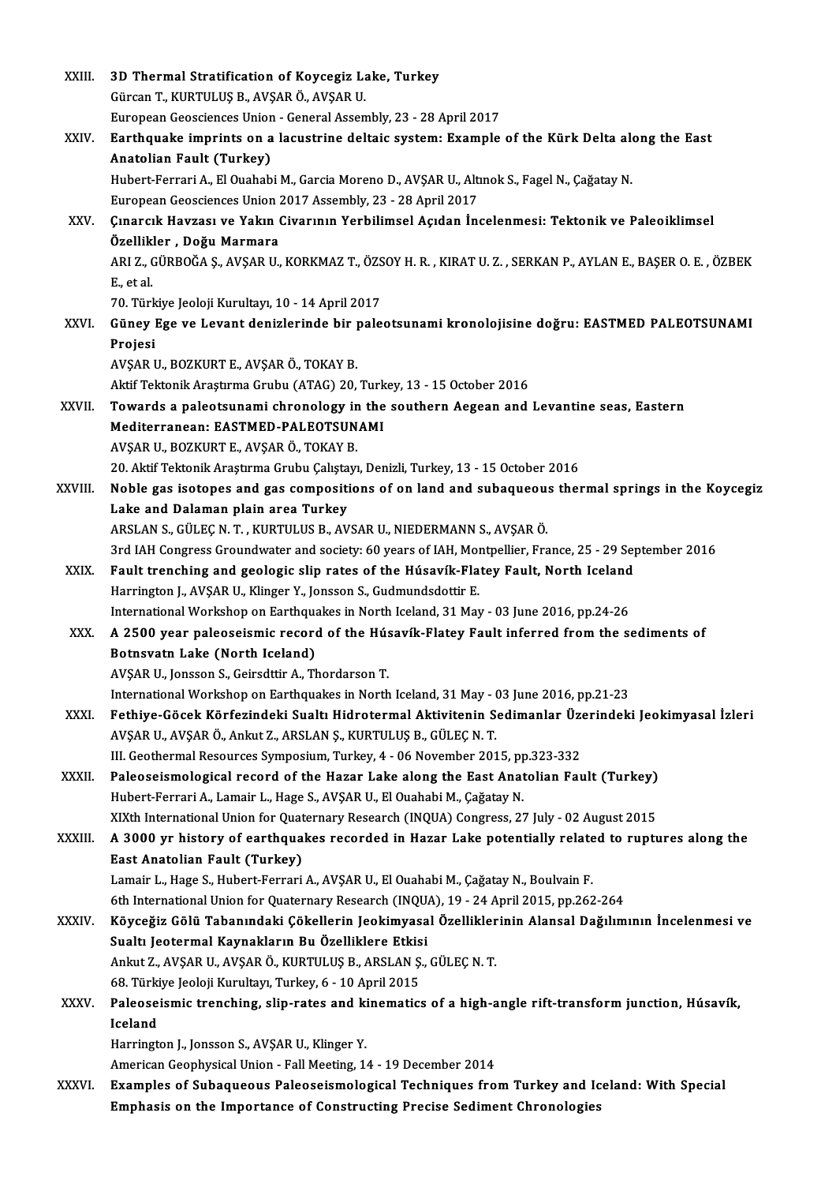XXIII. **3D Thermal Stratification of Koycegiz Lake, Turkey**
Gürcan T., KURTULUŞ B., AVŞAR Ö., AVŞAR U.
European Geosciences Union - General Assembly, 23 - 28 April 2017

XXIV. **Earthquake imprints on a lacustrine deltaic system: Example of the Kürk Delta along the East Anatolian Fault (Turkey)**
Hubert-Ferrari A., El Ouahabi M., Garcia Moreno D., AVŞAR U., Altınok S., Fagel N., Çağatay N.
European Geosciences Union 2017 Assembly, 23 - 28 April 2017

XXV. **Çınarcık Havzası ve Yakın Civarının Yerbilimsel Açıdan İncelenmesi: Tektonik ve Paleoiklimsel Özellikler , Doğu Marmara**
ARI Z., GÜRBOĞA Ş., AVŞAR U., KORKMAZ T., ÖZSOY H. R. , KIRAT U. Z. , SERKAN P., AYLAN E., BAŞER O. E. , ÖZBEK E., et al.
70. Türkiye Jeoloji Kurultayı, 10 - 14 April 2017

XXVI. **Güney Ege ve Levant denizlerinde bir paleotsunami kronolojisine doğru: EASTMED PALEOTSUNAMI Projesi**
AVŞAR U., BOZKURT E., AVŞAR Ö., TOKAY B.
Aktif Tektonik Araştırma Grubu (ATAG) 20, Turkey, 13 - 15 October 2016

XXVII. **Towards a paleotsunami chronology in the southern Aegean and Levantine seas, Eastern Mediterranean: EASTMED-PALEOTSUNAMI**
AVŞAR U., BOZKURT E., AVŞAR Ö., TOKAY B.
20. Aktif Tektonik Araştırma Grubu Çalıştayı, Denizli, Turkey, 13 - 15 October 2016

XXVIII. **Noble gas isotopes and gas compositions of on land and subaqueous thermal springs in the Koycegiz Lake and Dalaman plain area Turkey**
ARSLAN S., GÜLEÇ N. T. , KURTULUS B., AVSAR U., NIEDERMANN S., AVŞAR Ö.
3rd IAH Congress Groundwater and society: 60 years of IAH, Montpellier, France, 25 - 29 September 2016

XXIX. **Fault trenching and geologic slip rates of the Húsavík-Flatey Fault, North Iceland**
Harrington J., AVŞAR U., Klinger Y., Jonsson S., Gudmundsdottir E.
International Workshop on Earthquakes in North Iceland, 31 May - 03 June 2016, pp.24-26

XXX. **A 2500 year paleoseismic record of the Húsavík-Flatey Fault inferred from the sediments of Botnsvatn Lake (North Iceland)**
AVŞAR U., Jonsson S., Geirsdttir A., Thordarson T.
International Workshop on Earthquakes in North Iceland, 31 May - 03 June 2016, pp.21-23

XXXI. **Fethiye-Göcek Körfezindeki Sualtı Hidrotermal Aktivitenin Sedimanlar Üzerindeki Jeokimyasal İzleri**
AVŞAR U., AVŞAR Ö., Ankut Z., ARSLAN Ş., KURTULUŞ B., GÜLEÇ N. T.
III. Geothermal Resources Symposium, Turkey, 4 - 06 November 2015, pp.323-332

XXXII. **Paleoseismological record of the Hazar Lake along the East Anatolian Fault (Turkey)**
Hubert-Ferrari A., Lamair L., Hage S., AVŞAR U., El Ouahabi M., Çağatay N.
XIXth International Union for Quaternary Research (INQUA) Congress, 27 July - 02 August 2015

XXXIII. **A 3000 yr history of earthquakes recorded in Hazar Lake potentially related to ruptures along the East Anatolian Fault (Turkey)**
Lamair L., Hage S., Hubert-Ferrari A., AVŞAR U., El Ouahabi M., Çağatay N., Boulvain F.
6th International Union for Quaternary Research (INQUA), 19 - 24 April 2015, pp.262-264

XXXIV. **Köyceğiz Gölü Tabanındaki Çökellerin Jeokimyasal Özelliklerinin Alansal Dağılımının İncelenmesi ve Sualtı Jeotermal Kaynakların Bu Özelliklere Etkisi**
Ankut Z., AVŞAR U., AVŞAR Ö., KURTULUŞ B., ARSLAN Ş., GÜLEÇ N. T.
68. Türkiye Jeoloji Kurultayı, Turkey, 6 - 10 April 2015

XXXV. **Paleoseismic trenching, slip-rates and kinematics of a high-angle rift-transform junction, Húsavík, Iceland**
Harrington J., Jonsson S., AVŞAR U., Klinger Y.
American Geophysical Union - Fall Meeting, 14 - 19 December 2014

XXXVI. **Examples of Subaqueous Paleoseismological Techniques from Turkey and Iceland: With Special Emphasis on the Importance of Constructing Precise Sediment Chronologies**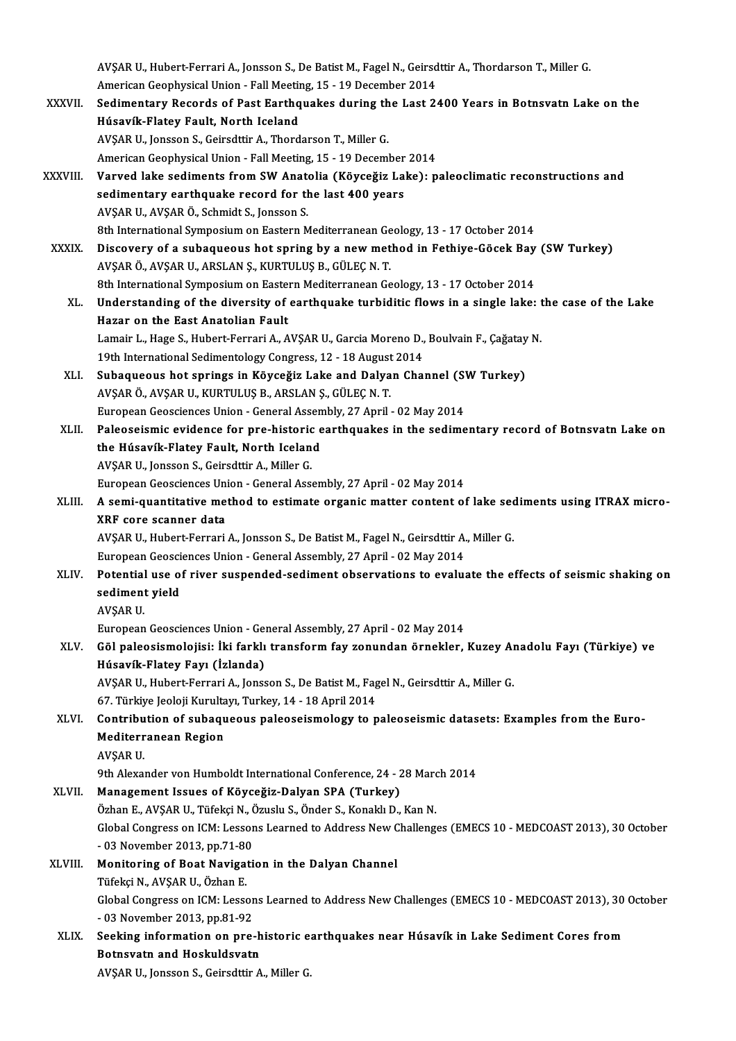AVŞAR U., Hubert-Ferrari A., Jonsson S., De Batist M., Fagel N., Geirsdttir A., Thordarson T., Miller G.
American Geophysical Union - Fall Meeting, 15 - 19 December 2014

XXXVII. **Sedimentary Records of Past Earthquakes during the Last 2400 Years in Botnsvatn Lake on the Húsavík-Flatey Fault, North Iceland**
AVŞAR U., Jonsson S., Geirsdttir A., Thordarson T., Miller G.
American Geophysical Union - Fall Meeting, 15 - 19 December 2014

XXXVIII. **Varved lake sediments from SW Anatolia (Köyceğiz Lake): paleoclimatic reconstructions and sedimentary earthquake record for the last 400 years**
AVŞAR U., AVŞAR Ö., Schmidt S., Jonsson S.
8th International Symposium on Eastern Mediterranean Geology, 13 - 17 October 2014

XXXIX. **Discovery of a subaqueous hot spring by a new method in Fethiye-Göcek Bay (SW Turkey)**
AVŞAR Ö., AVŞAR U., ARSLAN Ş., KURTULUŞ B., GÜLEÇ N. T.
8th International Symposium on Eastern Mediterranean Geology, 13 - 17 October 2014

XL. **Understanding of the diversity of earthquake turbiditic flows in a single lake: the case of the Lake Hazar on the East Anatolian Fault**
Lamair L., Hage S., Hubert-Ferrari A., AVŞAR U., Garcia Moreno D., Boulvain F., Çağatay N.
19th International Sedimentology Congress, 12 - 18 August 2014

XLI. **Subaqueous hot springs in Köyceğiz Lake and Dalyan Channel (SW Turkey)**
AVŞAR Ö., AVŞAR U., KURTULUŞ B., ARSLAN Ş., GÜLEÇ N. T.
European Geosciences Union - General Assembly, 27 April - 02 May 2014

XLII. **Paleoseismic evidence for pre-historic earthquakes in the sedimentary record of Botnsvatn Lake on the Húsavík-Flatey Fault, North Iceland**
AVŞAR U., Jonsson S., Geirsdttir A., Miller G.
European Geosciences Union - General Assembly, 27 April - 02 May 2014

XLIII. **A semi-quantitative method to estimate organic matter content of lake sediments using ITRAX micro-XRF core scanner data**
AVŞAR U., Hubert-Ferrari A., Jonsson S., De Batist M., Fagel N., Geirsdttir A., Miller G.
European Geosciences Union - General Assembly, 27 April - 02 May 2014

XLIV. **Potential use of river suspended-sediment observations to evaluate the effects of seismic shaking on sediment yield**
AVŞAR U.
European Geosciences Union - General Assembly, 27 April - 02 May 2014

XLV. **Göl paleosismolojisi: İki farklı transform fay zonundan örnekler, Kuzey Anadolu Fayı (Türkiye) ve Húsavík-Flatey Fayı (İzlanda)**
AVŞAR U., Hubert-Ferrari A., Jonsson S., De Batist M., Fagel N., Geirsdttir A., Miller G.
67. Türkiye Jeoloji Kurultayı, Turkey, 14 - 18 April 2014

XLVI. **Contribution of subaqueous paleoseismology to paleoseismic datasets: Examples from the Euro-Mediterranean Region**
AVŞAR U.
9th Alexander von Humboldt International Conference, 24 - 28 March 2014

XLVII. **Management Issues of Köyceğiz-Dalyan SPA (Turkey)**
Özhan E., AVŞAR U., Tüfekçi N., Özuslu S., Önder S., Konaklı D., Kan N.
Global Congress on ICM: Lessons Learned to Address New Challenges (EMECS 10 - MEDCOAST 2013), 30 October - 03 November 2013, pp.71-80

XLVIII. **Monitoring of Boat Navigation in the Dalyan Channel**
Tüfekçi N., AVŞAR U., Özhan E.
Global Congress on ICM: Lessons Learned to Address New Challenges (EMECS 10 - MEDCOAST 2013), 30 October - 03 November 2013, pp.81-92

XLIX. **Seeking information on pre-historic earthquakes near Húsavík in Lake Sediment Cores from Botnsvatn and Hoskuldsvatn**
AVŞAR U., Jonsson S., Geirsdttir A., Miller G.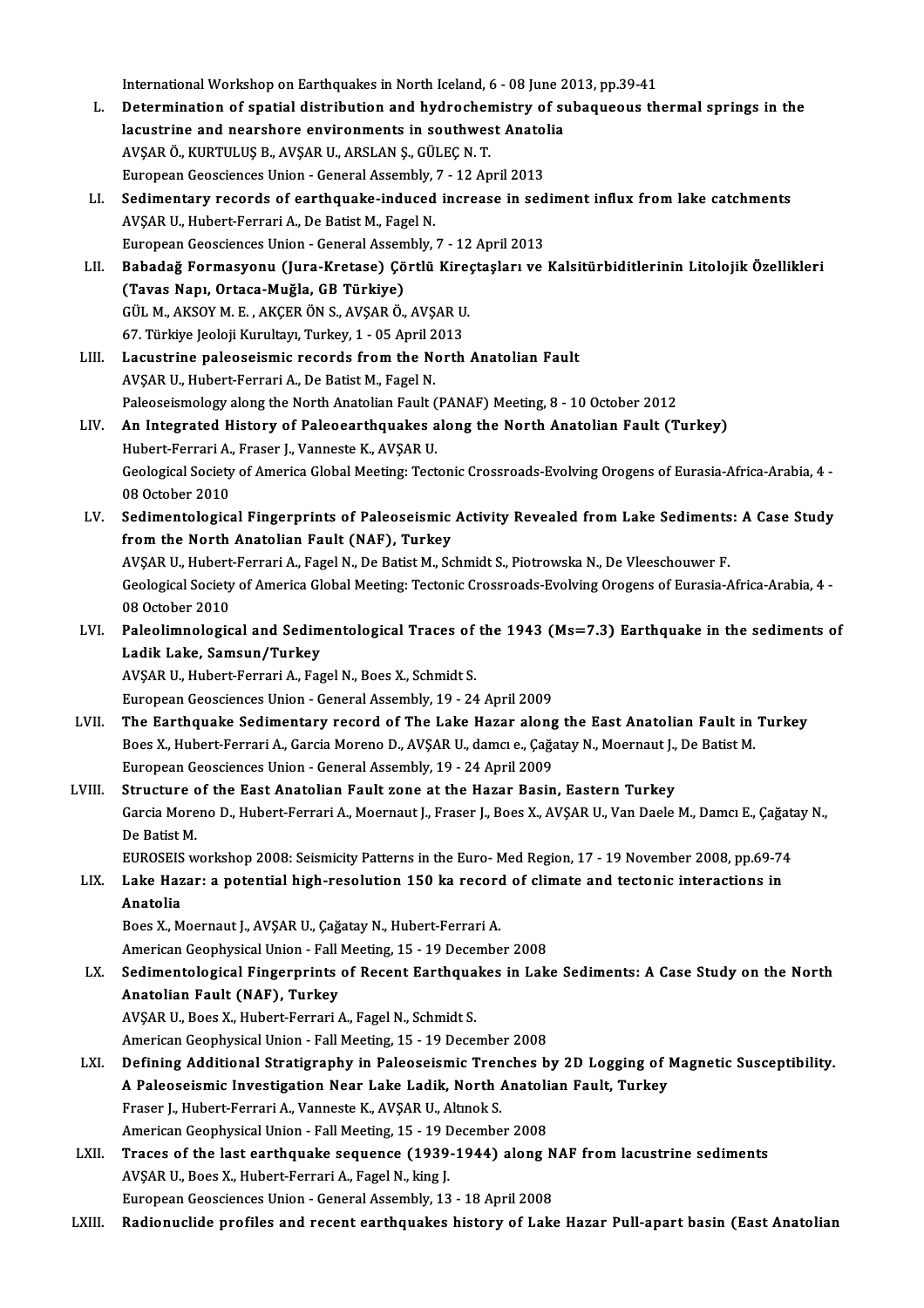International Workshop on Earthquakes in North Iceland, 6 - 08 June 2013, pp.39-41

L. **Determination of spatial distribution and hydrochemistry of subaqueous thermal springs in the lacustrine and nearshore environments in southwest Anatolia**
AVŞAR Ö., KURTULUŞ B., AVŞAR U., ARSLAN Ş., GÜLEÇ N. T.
European Geosciences Union - General Assembly, 7 - 12 April 2013

LI. **Sedimentary records of earthquake-induced increase in sediment influx from lake catchments**
AVŞAR U., Hubert-Ferrari A., De Batist M., Fagel N.
European Geosciences Union - General Assembly, 7 - 12 April 2013

LII. **Babadağ Formasyonu (Jura-Kretase) Çörtlü Kireçtaşları ve Kalsitürbiditlerinin Litolojik Özellikleri (Tavas Napı, Ortaca-Muğla, GB Türkiye)**
GÜL M., AKSOY M. E. , AKÇER ÖN S., AVŞAR Ö., AVŞAR U.
67. Türkiye Jeoloji Kurultayı, Turkey, 1 - 05 April 2013

LIII. **Lacustrine paleoseismic records from the North Anatolian Fault**
AVŞAR U., Hubert-Ferrari A., De Batist M., Fagel N.
Paleoseismology along the North Anatolian Fault (PANAF) Meeting, 8 - 10 October 2012

LIV. **An Integrated History of Paleoearthquakes along the North Anatolian Fault (Turkey)**
Hubert-Ferrari A., Fraser J., Vanneste K., AVŞAR U.
Geological Society of America Global Meeting: Tectonic Crossroads-Evolving Orogens of Eurasia-Africa-Arabia, 4 - 08 October 2010

LV. **Sedimentological Fingerprints of Paleoseismic Activity Revealed from Lake Sediments: A Case Study from the North Anatolian Fault (NAF), Turkey**
AVŞAR U., Hubert-Ferrari A., Fagel N., De Batist M., Schmidt S., Piotrowska N., De Vleeschouwer F.
Geological Society of America Global Meeting: Tectonic Crossroads-Evolving Orogens of Eurasia-Africa-Arabia, 4 - 08 October 2010

LVI. **Paleolimnological and Sedimentological Traces of the 1943 (Ms=7.3) Earthquake in the sediments of Ladik Lake, Samsun/Turkey**
AVŞAR U., Hubert-Ferrari A., Fagel N., Boes X., Schmidt S.
European Geosciences Union - General Assembly, 19 - 24 April 2009

LVII. **The Earthquake Sedimentary record of The Lake Hazar along the East Anatolian Fault in Turkey**
Boes X., Hubert-Ferrari A., Garcia Moreno D., AVŞAR U., damcı e., Çağatay N., Moernaut J., De Batist M.
European Geosciences Union - General Assembly, 19 - 24 April 2009

LVIII. **Structure of the East Anatolian Fault zone at the Hazar Basin, Eastern Turkey**
Garcia Moreno D., Hubert-Ferrari A., Moernaut J., Fraser J., Boes X., AVŞAR U., Van Daele M., Damcı E., Çağatay N., De Batist M.
EUROSEIS workshop 2008: Seismicity Patterns in the Euro- Med Region, 17 - 19 November 2008, pp.69-74

LIX. **Lake Hazar: a potential high-resolution 150 ka record of climate and tectonic interactions in Anatolia**
Boes X., Moernaut J., AVŞAR U., Çağatay N., Hubert-Ferrari A.
American Geophysical Union - Fall Meeting, 15 - 19 December 2008

LX. **Sedimentological Fingerprints of Recent Earthquakes in Lake Sediments: A Case Study on the North Anatolian Fault (NAF), Turkey**
AVŞAR U., Boes X., Hubert-Ferrari A., Fagel N., Schmidt S.
American Geophysical Union - Fall Meeting, 15 - 19 December 2008

LXI. **Defining Additional Stratigraphy in Paleoseismic Trenches by 2D Logging of Magnetic Susceptibility. A Paleoseismic Investigation Near Lake Ladik, North Anatolian Fault, Turkey**
Fraser J., Hubert-Ferrari A., Vanneste K., AVŞAR U., Altınok S.
American Geophysical Union - Fall Meeting, 15 - 19 December 2008

LXII. **Traces of the last earthquake sequence (1939-1944) along NAF from lacustrine sediments**
AVŞAR U., Boes X., Hubert-Ferrari A., Fagel N., king J.
European Geosciences Union - General Assembly, 13 - 18 April 2008

LXIII. **Radionuclide profiles and recent earthquakes history of Lake Hazar Pull-apart basin (East Anatolian**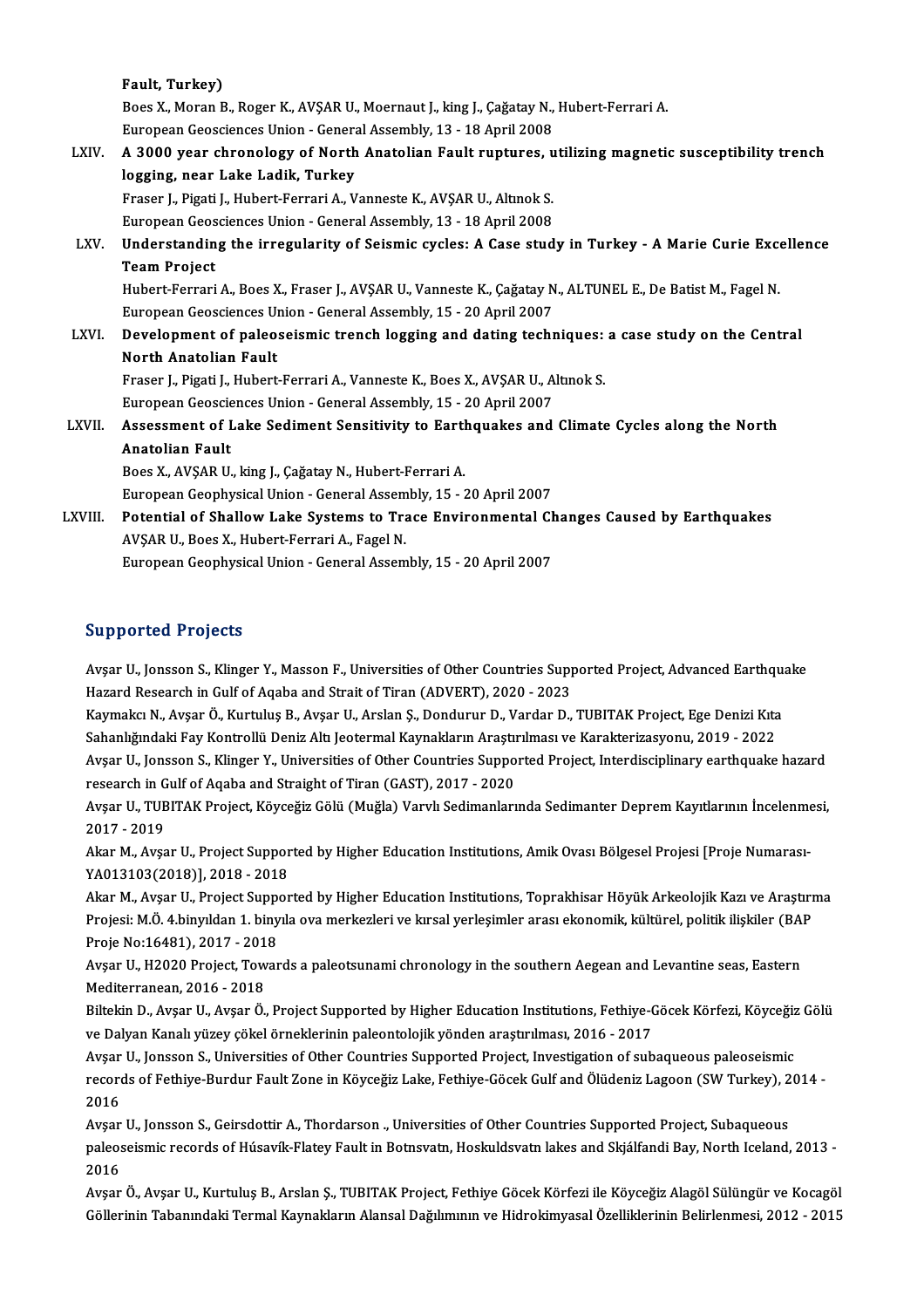Fault, Turkey)
Boes X., Moran B., Roger K., AVŞAR U., Moernaut J., king J., Çağatay N., Hubert-Ferrari A.
European Geosciences Union - General Assembly, 13 - 18 April 2008

LXIV. **A 3000 year chronology of North Anatolian Fault ruptures, utilizing magnetic susceptibility trench logging, near Lake Ladik, Turkey**
Fraser J., Pigati J., Hubert-Ferrari A., Vanneste K., AVŞAR U., Altınok S.
European Geosciences Union - General Assembly, 13 - 18 April 2008

LXV. **Understanding the irregularity of Seismic cycles: A Case study in Turkey - A Marie Curie Excellence Team Project**
Hubert-Ferrari A., Boes X., Fraser J., AVŞAR U., Vanneste K., Çağatay N., ALTUNEL E., De Batist M., Fagel N.
European Geosciences Union - General Assembly, 15 - 20 April 2007

LXVI. **Development of paleoseismic trench logging and dating techniques: a case study on the Central North Anatolian Fault**
Fraser J., Pigati J., Hubert-Ferrari A., Vanneste K., Boes X., AVŞAR U., Altınok S.
European Geosciences Union - General Assembly, 15 - 20 April 2007

LXVII. **Assessment of Lake Sediment Sensitivity to Earthquakes and Climate Cycles along the North Anatolian Fault**
Boes X., AVŞAR U., king J., Çağatay N., Hubert-Ferrari A.
European Geophysical Union - General Assembly, 15 - 20 April 2007

LXVIII. **Potential of Shallow Lake Systems to Trace Environmental Changes Caused by Earthquakes**
AVŞAR U., Boes X., Hubert-Ferrari A., Fagel N.
European Geophysical Union - General Assembly, 15 - 20 April 2007

## Supported Projects

Avşar U., Jonsson S., Klinger Y., Masson F., Universities of Other Countries Supported Project, Advanced Earthquake Hazard Research in Gulf of Aqaba and Strait of Tiran (ADVERT), 2020 - 2023

Kaymakcı N., Avşar Ö., Kurtuluş B., Avşar U., Arslan Ş., Dondurur D., Vardar D., TUBITAK Project, Ege Denizi Kıta Sahanlığındaki Fay Kontrollü Deniz Altı Jeotermal Kaynakların Araştırılması ve Karakterizasyonu, 2019 - 2022

Avşar U., Jonsson S., Klinger Y., Universities of Other Countries Supported Project, Interdisciplinary earthquake hazard research in Gulf of Aqaba and Straight of Tiran (GAST), 2017 - 2020

Avşar U., TUBITAK Project, Köyceğiz Gölü (Muğla) Varvlı Sedimanlarında Sedimanter Deprem Kayıtlarının İncelenmesi, 2017 - 2019

Akar M., Avşar U., Project Supported by Higher Education Institutions, Amik Ovası Bölgesel Projesi [Proje Numarası-YA013103(2018)], 2018 - 2018

Akar M., Avşar U., Project Supported by Higher Education Institutions, Toprakhisar Höyük Arkeolojik Kazı ve Araştırma Projesi: M.Ö. 4.binyıldan 1. binyıla ova merkezleri ve kırsal yerleşimler arası ekonomik, kültürel, politik ilişkiler (BAP Proje No:16481), 2017 - 2018

Avşar U., H2020 Project, Towards a paleotsunami chronology in the southern Aegean and Levantine seas, Eastern Mediterranean, 2016 - 2018

Biltekin D., Avşar U., Avşar Ö., Project Supported by Higher Education Institutions, Fethiye-Göcek Körfezi, Köyceğiz Gölü ve Dalyan Kanalı yüzey çökel örneklerinin paleontolojik yönden araştırılması, 2016 - 2017

Avşar U., Jonsson S., Universities of Other Countries Supported Project, Investigation of subaqueous paleoseismic records of Fethiye-Burdur Fault Zone in Köyceğiz Lake, Fethiye-Göcek Gulf and Ölüdeniz Lagoon (SW Turkey), 2014 - 2016

Avşar U., Jonsson S., Geirsdottir A., Thordarson ., Universities of Other Countries Supported Project, Subaqueous paleoseismic records of Húsavík-Flatey Fault in Botnsvatn, Hoskuldsvatn lakes and Skjálfandi Bay, North Iceland, 2013 - 2016

Avşar Ö., Avşar U., Kurtuluş B., Arslan Ş., TUBITAK Project, Fethiye Göcek Körfezi ile Köyceğiz Alagöl Sülüngür ve Kocagöl Göllerinin Tabanındaki Termal Kaynakların Alansal Dağılımının ve Hidrokimyasal Özelliklerinin Belirlenmesi, 2012 - 2015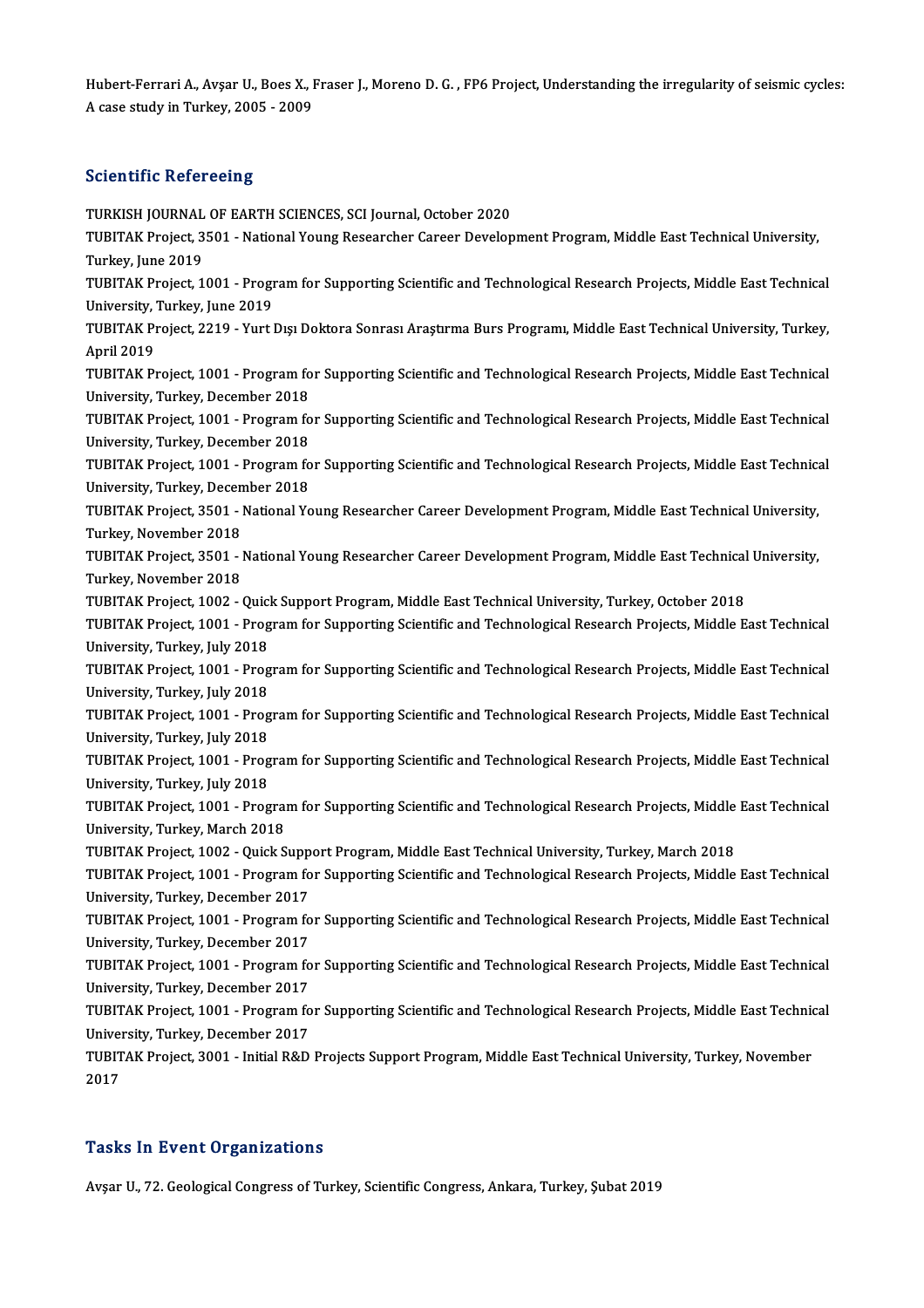Hubert-Ferrari A., Avşar U., Boes X., Fraser J., Moreno D. G. , FP6 Project, Understanding the irregularity of seismic cycles: A case study in Turkey, 2005 - 2009

## Scientific Refereeing

TURKISH JOURNAL OF EARTH SCIENCES, SCI Journal, October 2020

TUBITAK Project, 3501 - National Young Researcher Career Development Program, Middle East Technical University, Turkey, June 2019

TUBITAK Project, 1001 - Program for Supporting Scientific and Technological Research Projects, Middle East Technical University, Turkey, June 2019

TUBITAK Project, 2219 - Yurt Dışı Doktora Sonrası Araştırma Burs Programı, Middle East Technical University, Turkey, April 2019

TUBITAK Project, 1001 - Program for Supporting Scientific and Technological Research Projects, Middle East Technical University, Turkey, December 2018

TUBITAK Project, 1001 - Program for Supporting Scientific and Technological Research Projects, Middle East Technical University, Turkey, December 2018

TUBITAK Project, 1001 - Program for Supporting Scientific and Technological Research Projects, Middle East Technical University, Turkey, December 2018

TUBITAK Project, 3501 - National Young Researcher Career Development Program, Middle East Technical University, Turkey, November 2018

TUBITAK Project, 3501 - National Young Researcher Career Development Program, Middle East Technical University, Turkey, November 2018

TUBITAK Project, 1002 - Quick Support Program, Middle East Technical University, Turkey, October 2018

TUBITAK Project, 1001 - Program for Supporting Scientific and Technological Research Projects, Middle East Technical University, Turkey, July 2018

TUBITAK Project, 1001 - Program for Supporting Scientific and Technological Research Projects, Middle East Technical University, Turkey, July 2018

TUBITAK Project, 1001 - Program for Supporting Scientific and Technological Research Projects, Middle East Technical University, Turkey, July 2018

TUBITAK Project, 1001 - Program for Supporting Scientific and Technological Research Projects, Middle East Technical University, Turkey, July 2018

TUBITAK Project, 1001 - Program for Supporting Scientific and Technological Research Projects, Middle East Technical University, Turkey, March 2018

TUBITAK Project, 1002 - Quick Support Program, Middle East Technical University, Turkey, March 2018

TUBITAK Project, 1001 - Program for Supporting Scientific and Technological Research Projects, Middle East Technical University, Turkey, December 2017

TUBITAK Project, 1001 - Program for Supporting Scientific and Technological Research Projects, Middle East Technical University, Turkey, December 2017

TUBITAK Project, 1001 - Program for Supporting Scientific and Technological Research Projects, Middle East Technical University, Turkey, December 2017

TUBITAK Project, 1001 - Program for Supporting Scientific and Technological Research Projects, Middle East Technical University, Turkey, December 2017

TUBITAK Project, 3001 - Initial R&D Projects Support Program, Middle East Technical University, Turkey, November 2017

## Tasks In Event Organizations

Avşar U., 72. Geological Congress of Turkey, Scientific Congress, Ankara, Turkey, Şubat 2019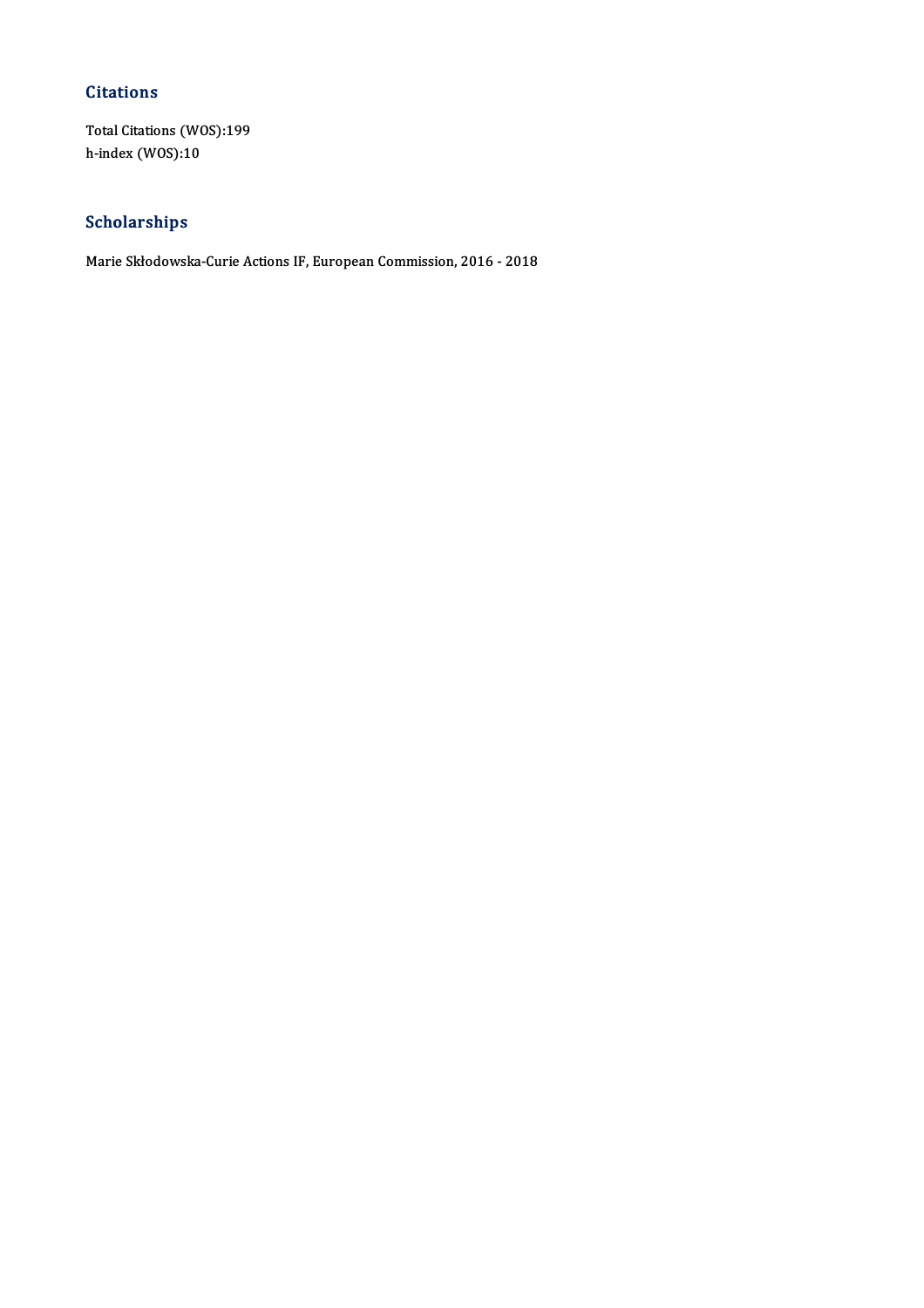## Citations

Total Citations (WOS):199
h-index (WOS):10

## Scholarships

Marie Skłodowska-Curie Actions IF, European Commission, 2016 - 2018